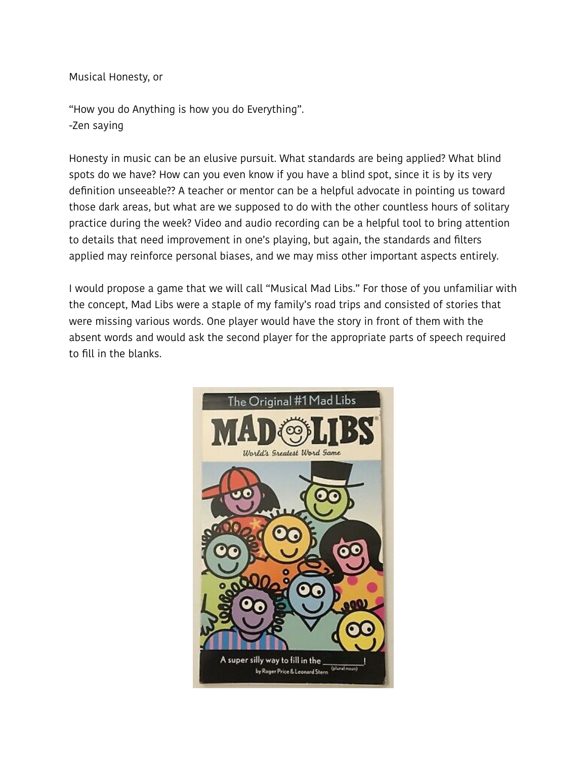Musical Honesty, or

“How you do Anything is how you do Everything”.
-Zen saying

Honesty in music can be an elusive pursuit. What standards are being applied? What blind spots do we have? How can you even know if you have a blind spot, since it is by its very definition unseeable?? A teacher or mentor can be a helpful advocate in pointing us toward those dark areas, but what are we supposed to do with the other countless hours of solitary practice during the week? Video and audio recording can be a helpful tool to bring attention to details that need improvement in one’s playing, but again, the standards and filters applied may reinforce personal biases, and we may miss other important aspects entirely.

I would propose a game that we will call “Musical Mad Libs.” For those of you unfamiliar with the concept, Mad Libs were a staple of my family’s road trips and consisted of stories that were missing various words. One player would have the story in front of them with the absent words and would ask the second player for the appropriate parts of speech required to fill in the blanks.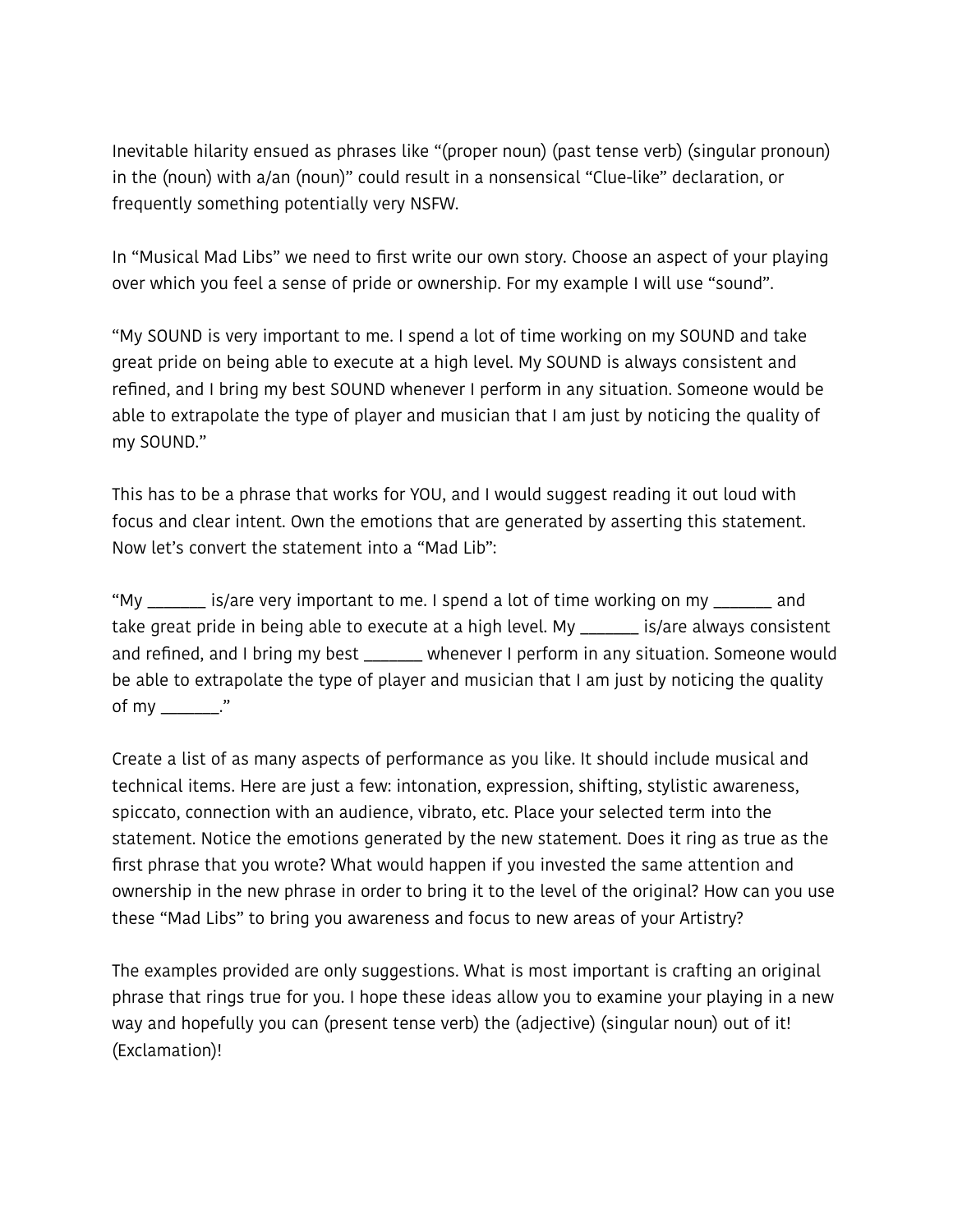Inevitable hilarity ensued as phrases like "(proper noun) (past tense verb) (singular pronoun) in the (noun) with a/an (noun)" could result in a nonsensical "Clue-like" declaration, or frequently something potentially very NSFW.

In "Musical Mad Libs" we need to first write our own story. Choose an aspect of your playing over which you feel a sense of pride or ownership. For my example I will use "sound".

"My SOUND is very important to me. I spend a lot of time working on my SOUND and take great pride on being able to execute at a high level. My SOUND is always consistent and refined, and I bring my best SOUND whenever I perform in any situation. Someone would be able to extrapolate the type of player and musician that I am just by noticing the quality of my SOUND."

This has to be a phrase that works for YOU, and I would suggest reading it out loud with focus and clear intent. Own the emotions that are generated by asserting this statement. Now let's convert the statement into a "Mad Lib":

"My _______ is/are very important to me. I spend a lot of time working on my _______ and take great pride in being able to execute at a high level. My _______ is/are always consistent and refined, and I bring my best _______ whenever I perform in any situation. Someone would be able to extrapolate the type of player and musician that I am just by noticing the quality of my _______."

Create a list of as many aspects of performance as you like. It should include musical and technical items. Here are just a few: intonation, expression, shifting, stylistic awareness, spiccato, connection with an audience, vibrato, etc. Place your selected term into the statement. Notice the emotions generated by the new statement. Does it ring as true as the first phrase that you wrote? What would happen if you invested the same attention and ownership in the new phrase in order to bring it to the level of the original? How can you use these "Mad Libs" to bring you awareness and focus to new areas of your Artistry?

The examples provided are only suggestions. What is most important is crafting an original phrase that rings true for you. I hope these ideas allow you to examine your playing in a new way and hopefully you can (present tense verb) the (adjective) (singular noun) out of it! (Exclamation)!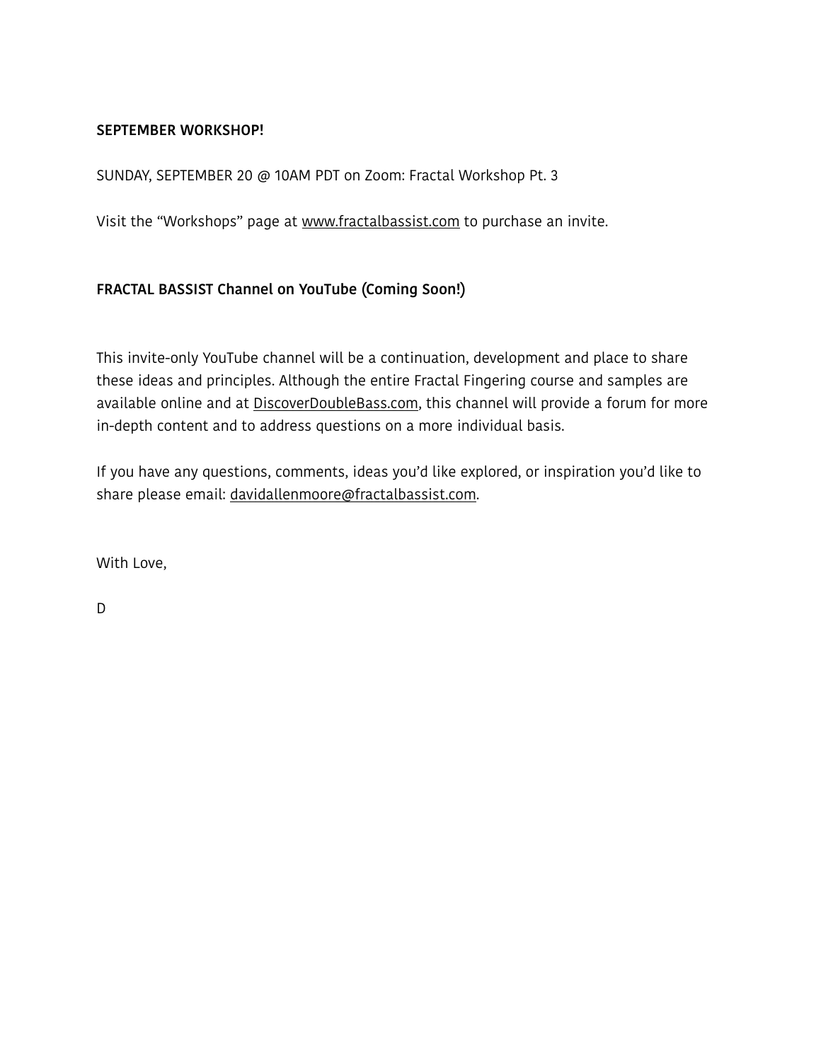**SEPTEMBER WORKSHOP!**

SUNDAY, SEPTEMBER 20 @ 10AM PDT on Zoom: Fractal Workshop Pt. 3

Visit the "Workshops" page at www.fractalbassist.com to purchase an invite.

**FRACTAL BASSIST Channel on YouTube (Coming Soon!)**

This invite-only YouTube channel will be a continuation, development and place to share these ideas and principles. Although the entire Fractal Fingering course and samples are available online and at DiscoverDoubleBass.com, this channel will provide a forum for more in-depth content and to address questions on a more individual basis.

If you have any questions, comments, ideas you'd like explored, or inspiration you'd like to share please email: davidallenmoore@fractalbassist.com.

With Love,

D